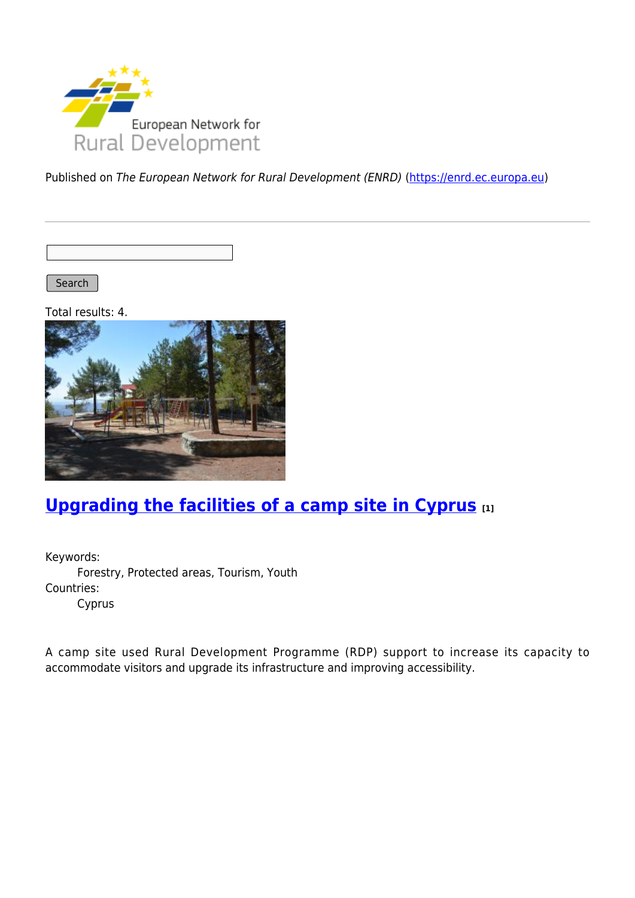Published on *The European Network for Rural Development (ENRD)* (https://enrd.ec.europa.eu)

Search

Total results: 4.

## Upgrading the facilities of a camp site in Cyprus [1]

Keywords:
Forestry, Protected areas, Tourism, Youth

Countries:
Cyprus

A camp site used Rural Development Programme (RDP) support to increase its capacity to accommodate visitors and upgrade its infrastructure and improving accessibility.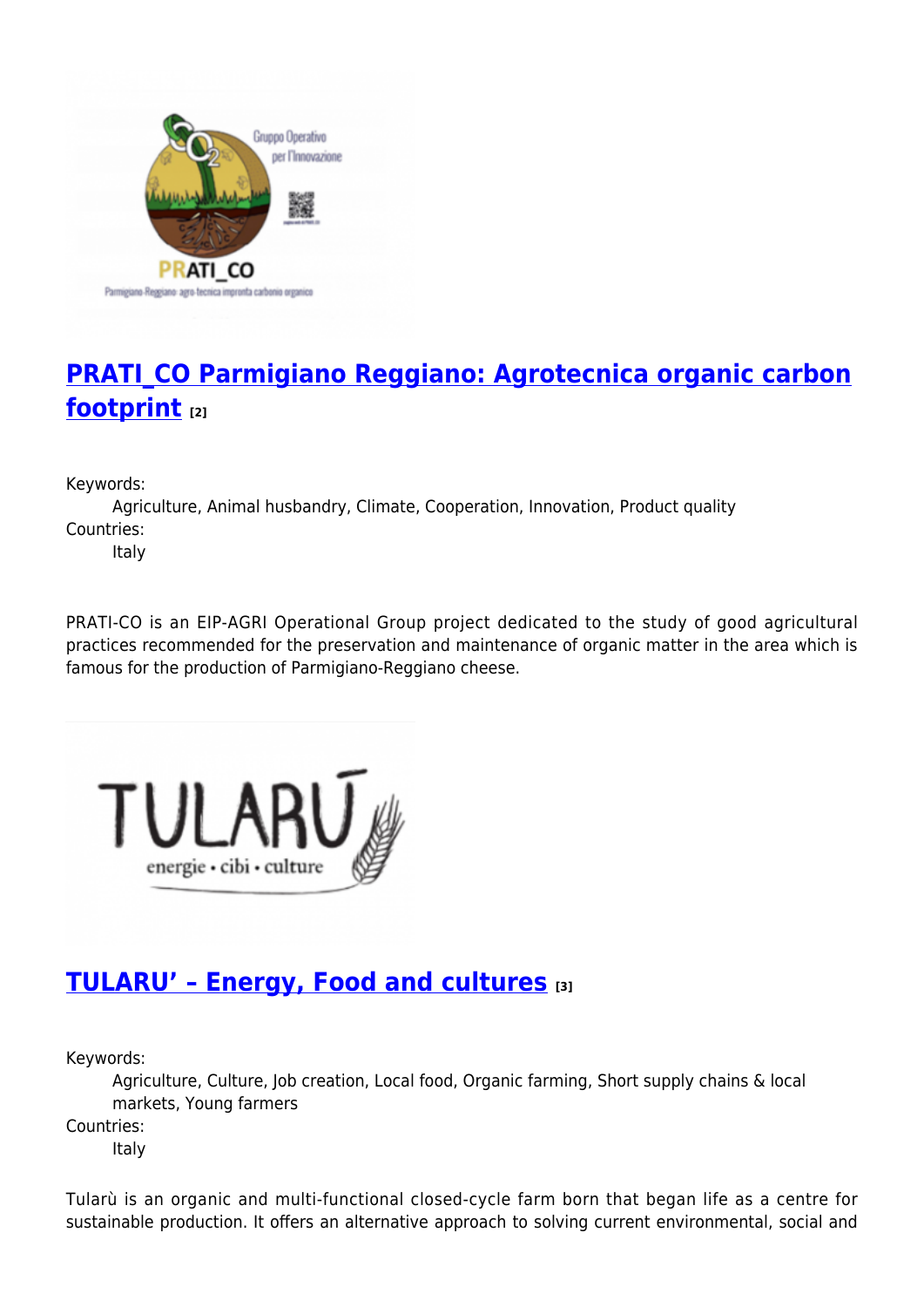## PRATI_CO Parmigiano Reggiano: Agrotecnica organic carbon footprint [2]

Keywords:
Agriculture, Animal husbandry, Climate, Cooperation, Innovation, Product quality

Countries:
Italy

PRATI-CO is an EIP-AGRI Operational Group project dedicated to the study of good agricultural practices recommended for the preservation and maintenance of organic matter in the area which is famous for the production of Parmigiano-Reggiano cheese.

## TULARU' – Energy, Food and cultures [3]

Keywords:
Agriculture, Culture, Job creation, Local food, Organic farming, Short supply chains & local markets, Young farmers

Countries:
Italy

Tularù is an organic and multi-functional closed-cycle farm born that began life as a centre for sustainable production. It offers an alternative approach to solving current environmental, social and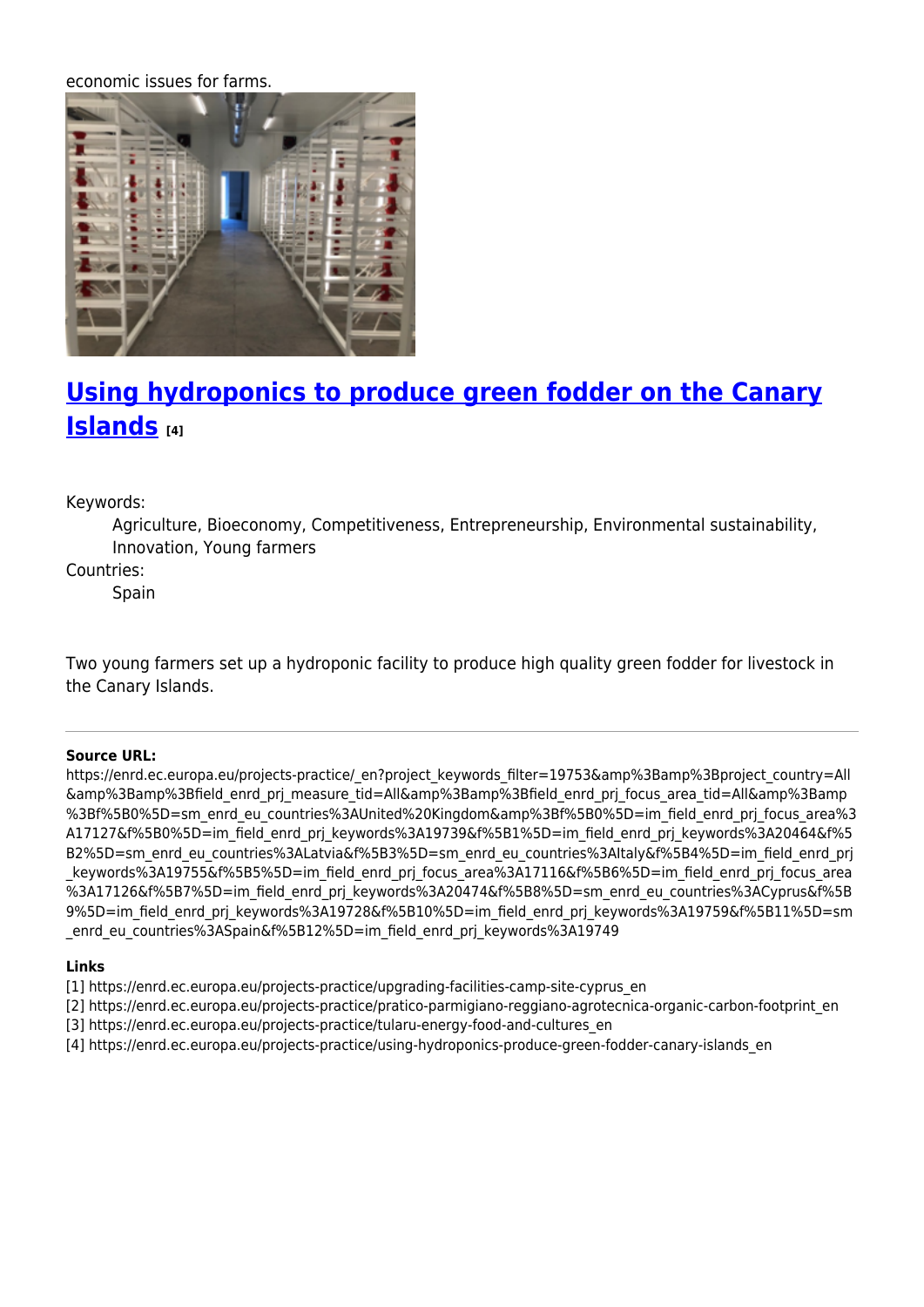economic issues for farms.

## [Using hydroponics to produce green fodder on the Canary Islands](https://enrd.ec.europa.eu/projects-practice/using-hydroponics-produce-green-fodder-canary-islands_en) [4]

Keywords:

Agriculture, Bioeconomy, Competitiveness, Entrepreneurship, Environmental sustainability, Innovation, Young farmers

Countries:

Spain

Two young farmers set up a hydroponic facility to produce high quality green fodder for livestock in the Canary Islands.

---

**Source URL:**
https://enrd.ec.europa.eu/projects-practice/_en?project_keywords_filter=19753&amp%3Bamp%3Bproject_country=All&amp%3Bamp%3Bfield_enrd_prj_measure_tid=All&amp%3Bamp%3Bfield_enrd_prj_focus_area_tid=All&amp%3Bamp%3Bf%5B0%5D=sm_enrd_eu_countries%3AUnited%20Kingdom&amp%3Bf%5B0%5D=im_field_enrd_prj_focus_area%3A17127&f%5B0%5D=im_field_enrd_prj_keywords%3A19739&f%5B1%5D=im_field_enrd_prj_keywords%3A20464&f%5B2%5D=sm_enrd_eu_countries%3ALatvia&f%5B3%5D=sm_enrd_eu_countries%3AItaly&f%5B4%5D=im_field_enrd_prj_keywords%3A19755&f%5B5%5D=im_field_enrd_prj_focus_area%3A17116&f%5B6%5D=im_field_enrd_prj_focus_area%3A17126&f%5B7%5D=im_field_enrd_prj_keywords%3A20474&f%5B8%5D=sm_enrd_eu_countries%3ACyprus&f%5B9%5D=im_field_enrd_prj_keywords%3A19728&f%5B10%5D=im_field_enrd_prj_keywords%3A19759&f%5B11%5D=sm_enrd_eu_countries%3ASpain&f%5B12%5D=im_field_enrd_prj_keywords%3A19749

**Links**

[1] https://enrd.ec.europa.eu/projects-practice/upgrading-facilities-camp-site-cyprus_en
[2] https://enrd.ec.europa.eu/projects-practice/pratico-parmigiano-reggiano-agrotecnica-organic-carbon-footprint_en
[3] https://enrd.ec.europa.eu/projects-practice/tularu-energy-food-and-cultures_en
[4] https://enrd.ec.europa.eu/projects-practice/using-hydroponics-produce-green-fodder-canary-islands_en